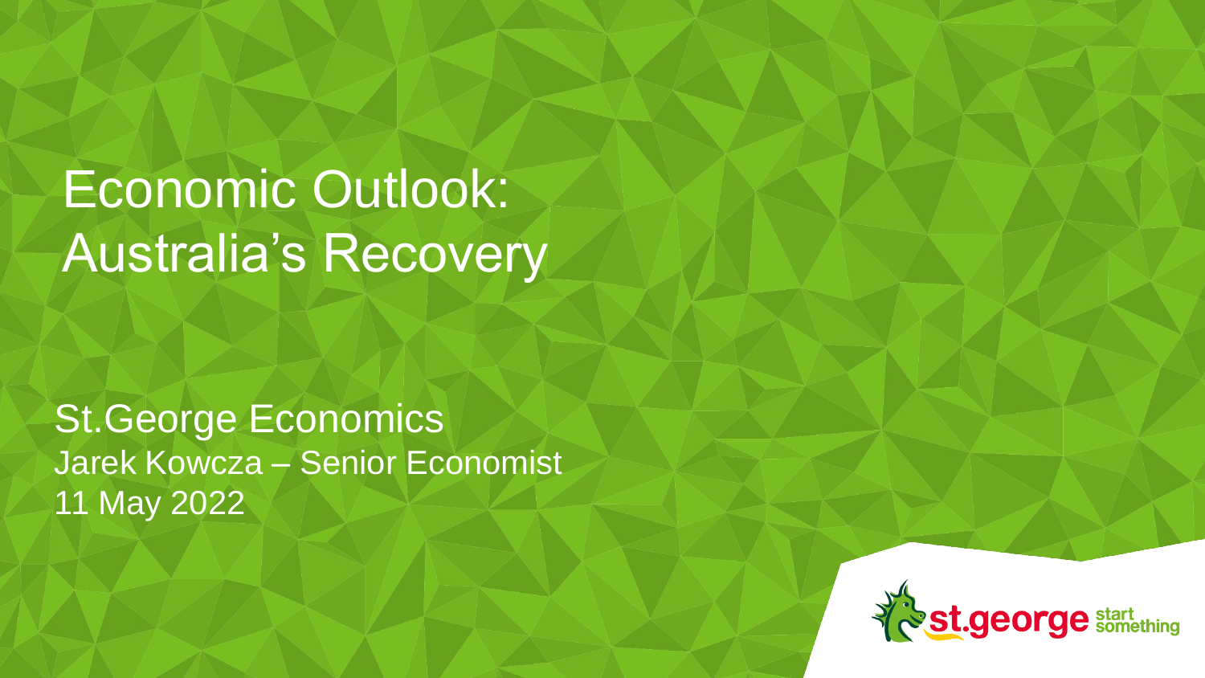# Economic Outlook: Australia's Recovery

St.George Economics

Jarek Kowcza – Senior Economist

11 May 2022

st.george start something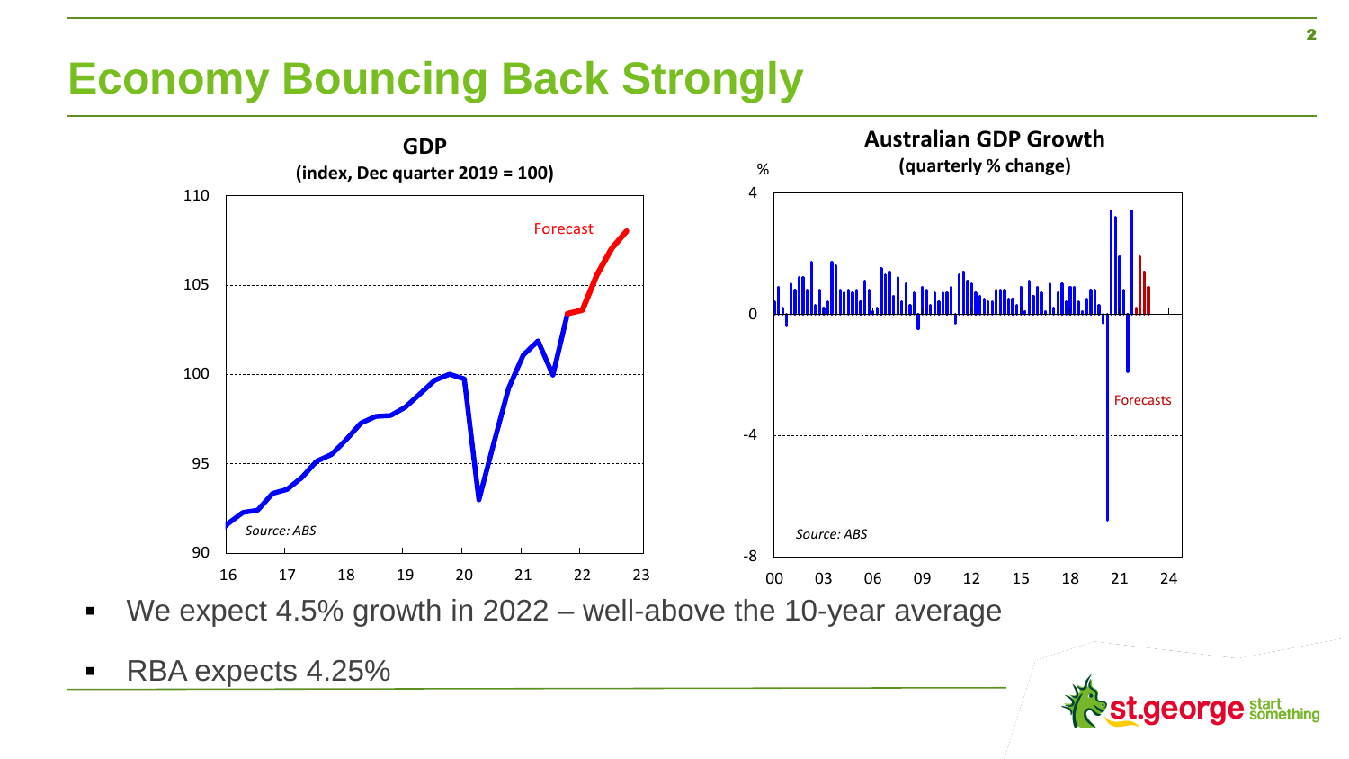# Economy Bouncing Back Strongly

**GDP**
**(index, Dec quarter 2019 = 100)**

Forecast

*Source: ABS*

**Australian GDP Growth**
**(quarterly % change)**

Forecasts

*Source: ABS*

- We expect 4.5% growth in 2022 – well-above the 10-year average
- RBA expects 4.25%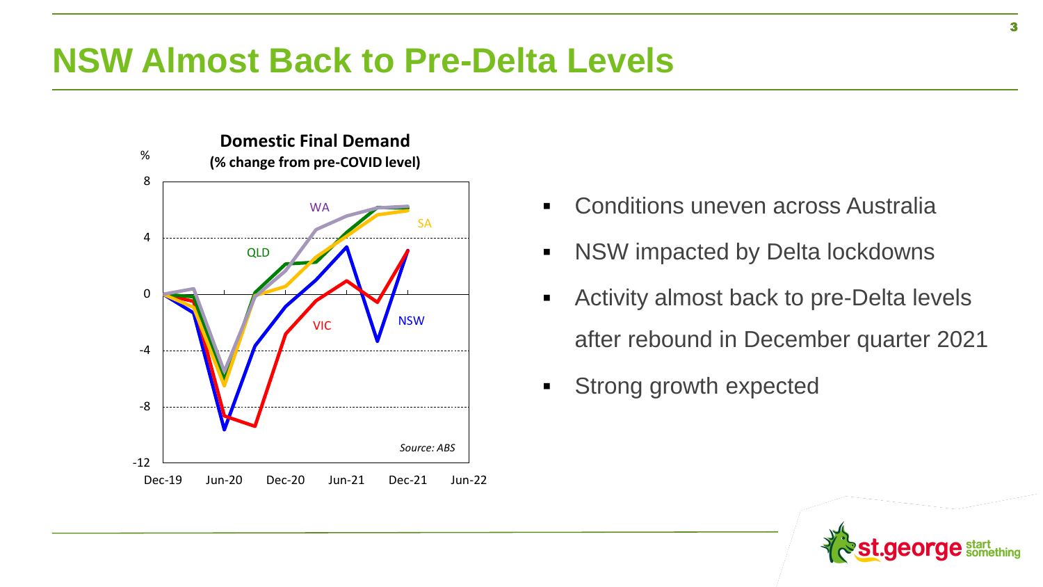# NSW Almost Back to Pre-Delta Levels

**Domestic Final Demand**
**(% change from pre-COVID level)**

Source: ABS

- Conditions uneven across Australia
- NSW impacted by Delta lockdowns
- Activity almost back to pre-Delta levels after rebound in December quarter 2021
- Strong growth expected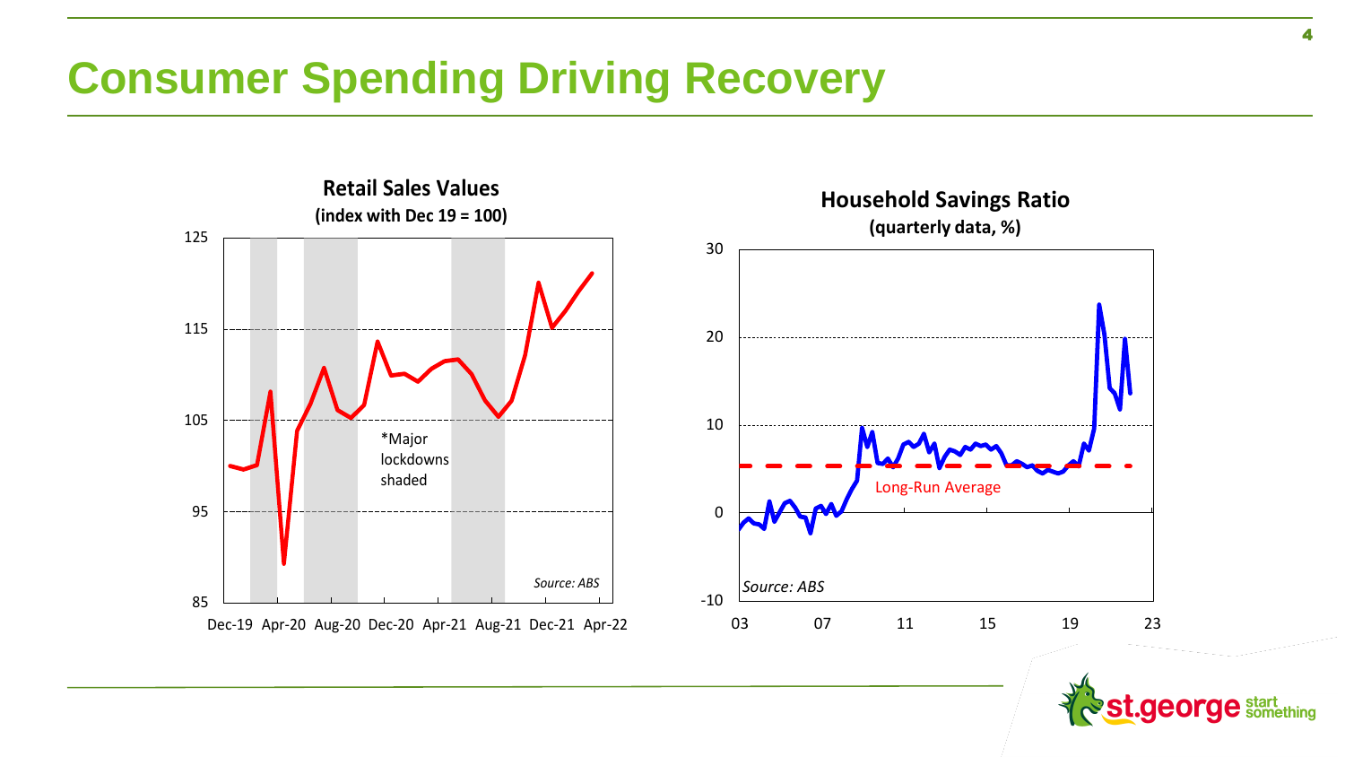# Consumer Spending Driving Recovery

**Retail Sales Values**
**(index with Dec 19 = 100)**

*Major lockdowns shaded

*Source: ABS*

**Household Savings Ratio**
**(quarterly data, %)**

Long-Run Average

*Source: ABS*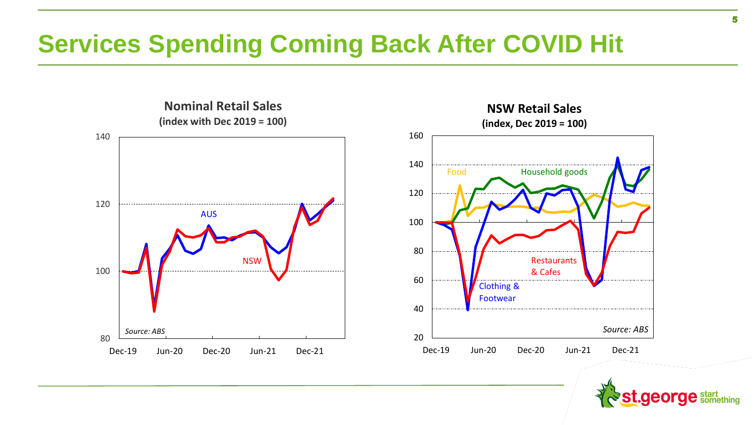# Services Spending Coming Back After COVID Hit

**Nominal Retail Sales**
**(index with Dec 2019 = 100)**

AUS

NSW

*Source: ABS*

**NSW Retail Sales**
**(index, Dec 2019 = 100)**

Food

Household goods

Restaurants & Cafes

Clothing & Footwear

*Source: ABS*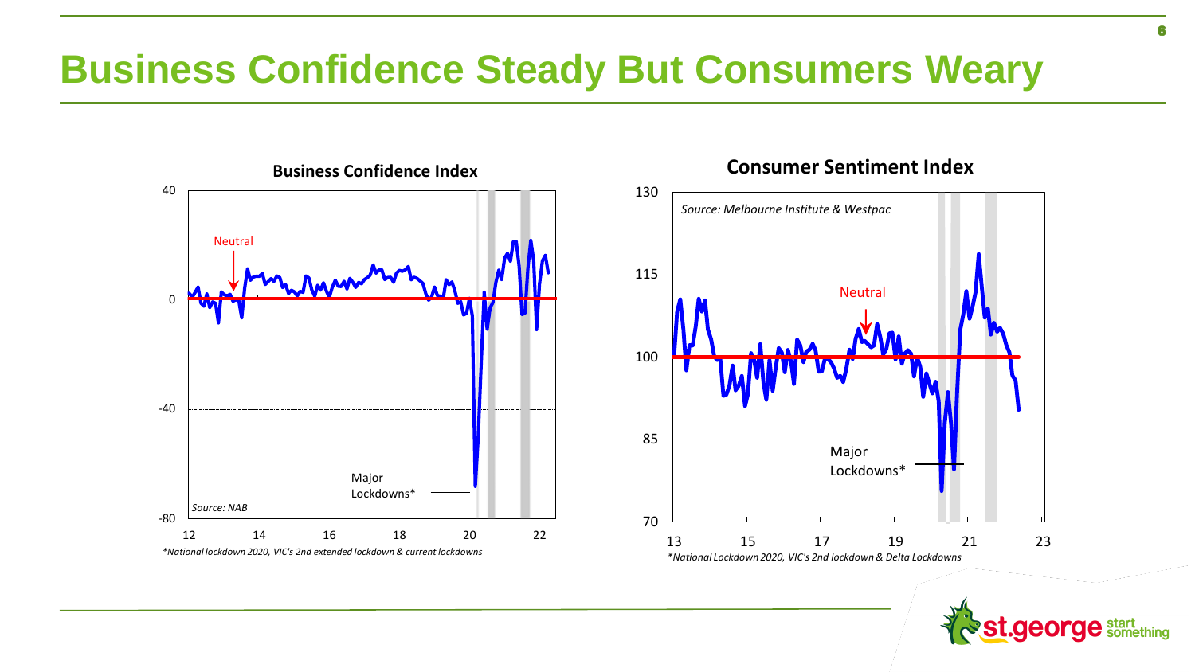# Business Confidence Steady But Consumers Weary

**Business Confidence Index**

Neutral

Major Lockdowns*

*Source: NAB*

*\*National lockdown 2020, VIC's 2nd extended lockdown & current lockdowns*

**Consumer Sentiment Index**

*Source: Melbourne Institute & Westpac*

Neutral

Major Lockdowns*

*\*National Lockdown 2020, VIC's 2nd lockdown & Delta Lockdowns*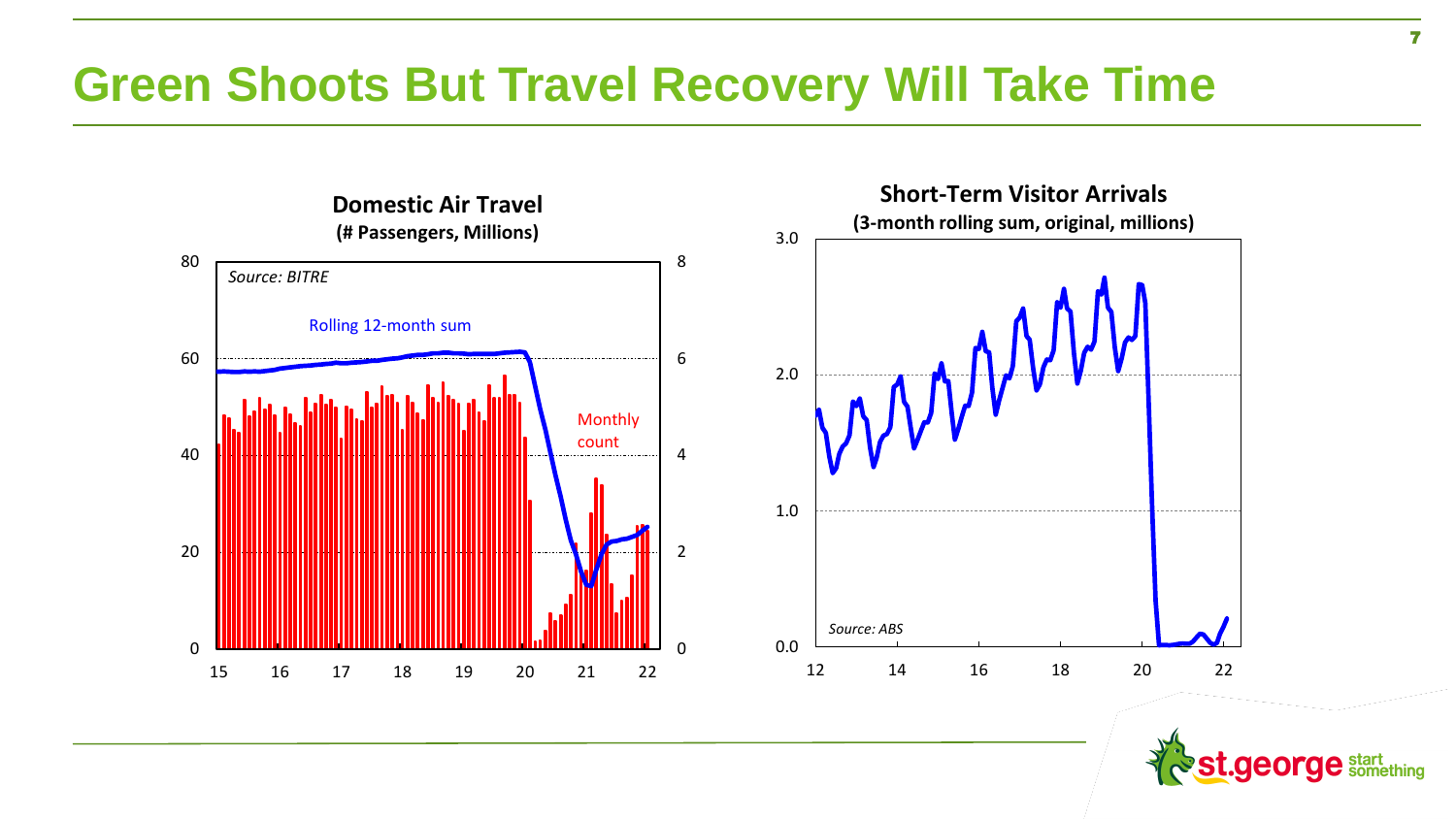# Green Shoots But Travel Recovery Will Take Time

**Domestic Air Travel**
**(# Passengers, Millions)**

*Source: BITRE*

Rolling 12-month sum

Monthly count

**Short-Term Visitor Arrivals**
**(3-month rolling sum, original, millions)**

*Source: ABS*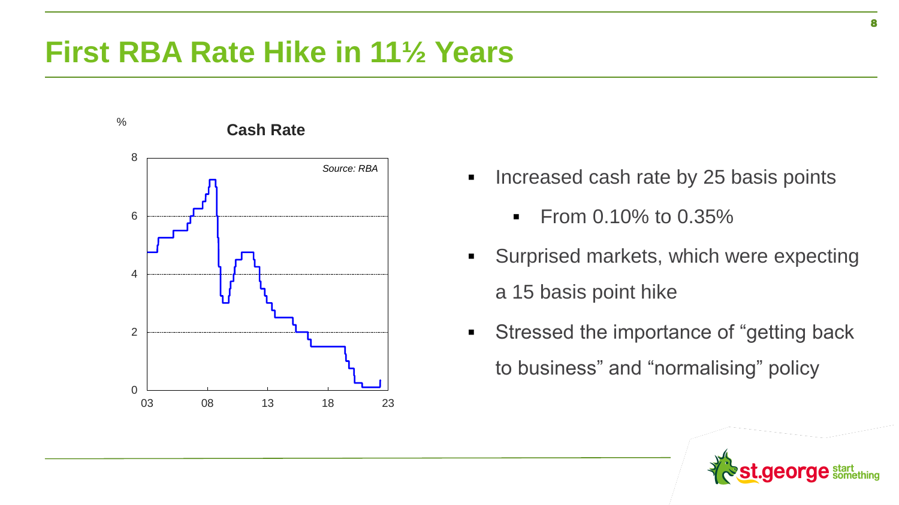# First RBA Rate Hike in 11½ Years

**Cash Rate**

%

*Source: RBA*

- Increased cash rate by 25 basis points
  - From 0.10% to 0.35%
- Surprised markets, which were expecting a 15 basis point hike
- Stressed the importance of “getting back to business” and “normalising” policy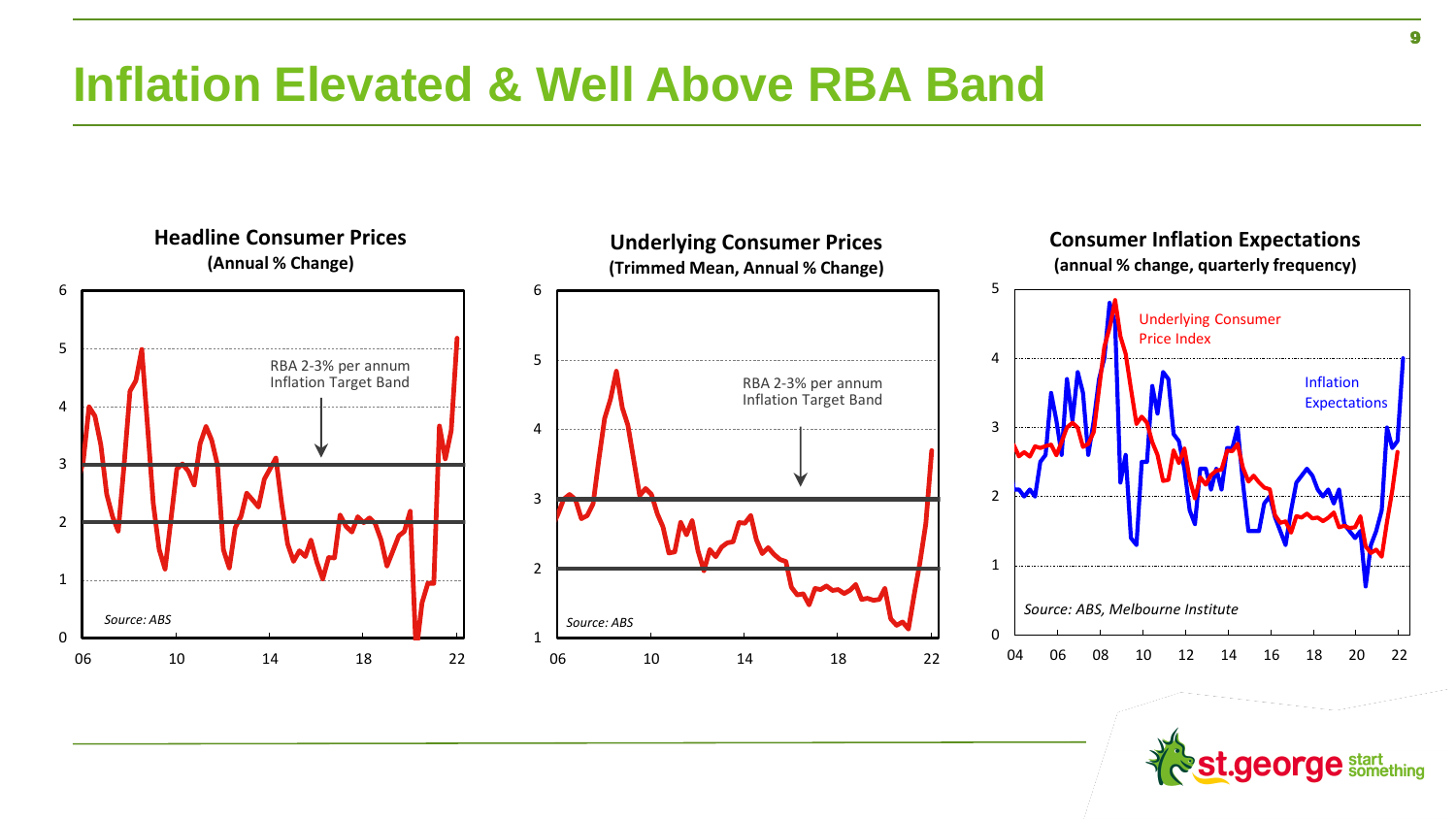# Inflation Elevated & Well Above RBA Band

**Headline Consumer Prices**
**(Annual % Change)**

RBA 2-3% per annum Inflation Target Band

*Source: ABS*

**Underlying Consumer Prices**
**(Trimmed Mean, Annual % Change)**

RBA 2-3% per annum Inflation Target Band

*Source: ABS*

**Consumer Inflation Expectations**
**(annual % change, quarterly frequency)**

Underlying Consumer Price Index

Inflation Expectations

*Source: ABS, Melbourne Institute*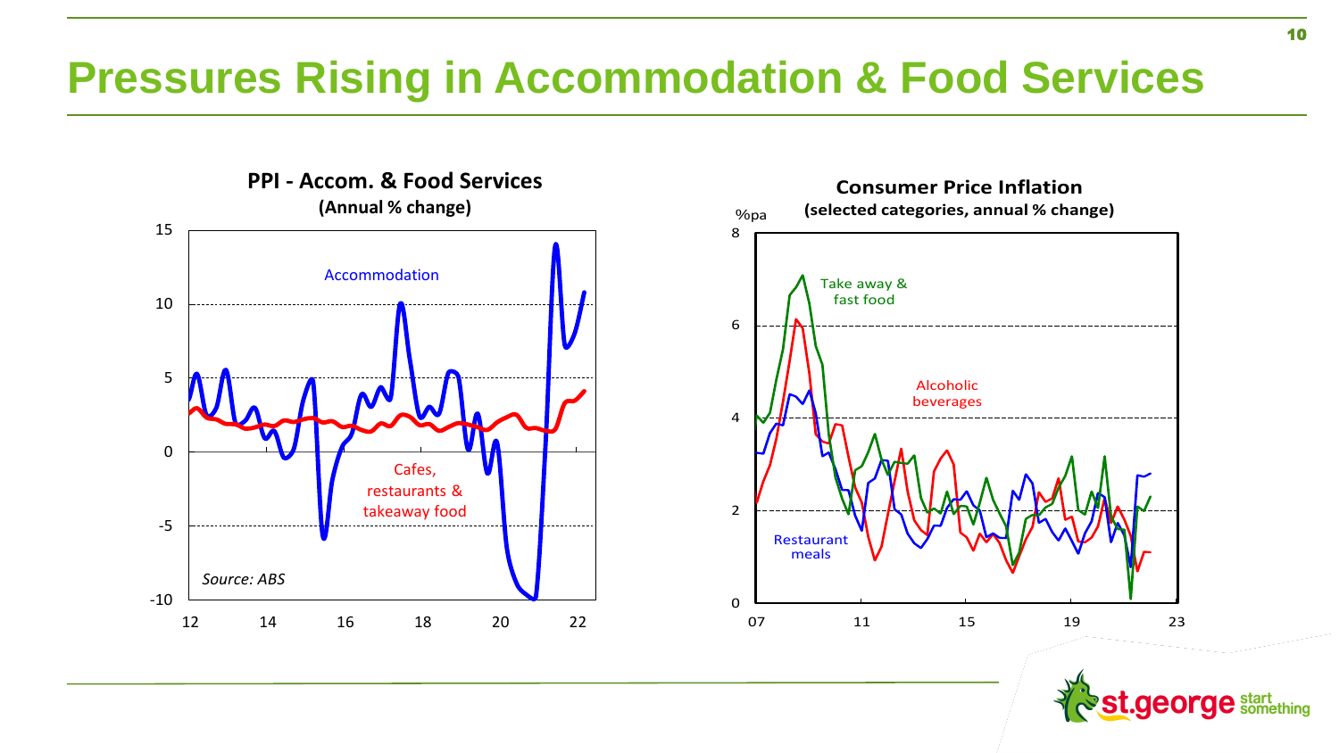# Pressures Rising in Accommodation & Food Services

**PPI - Accom. & Food Services**
**(Annual % change)**

Accommodation

Cafes, restaurants & takeaway food

*Source: ABS*

**Consumer Price Inflation**
**(selected categories, annual % change)**

%pa

Take away & fast food

Alcoholic beverages

Restaurant meals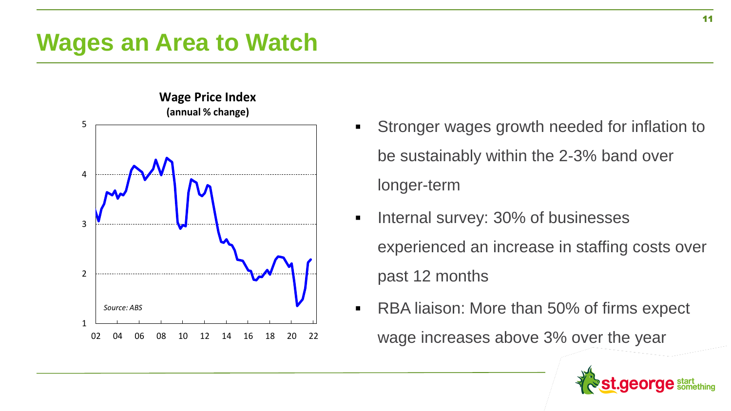# Wages an Area to Watch

**Wage Price Index**
**(annual % change)**

*Source: ABS*

- Stronger wages growth needed for inflation to be sustainably within the 2-3% band over longer-term
- Internal survey: 30% of businesses experienced an increase in staffing costs over past 12 months
- RBA liaison: More than 50% of firms expect wage increases above 3% over the year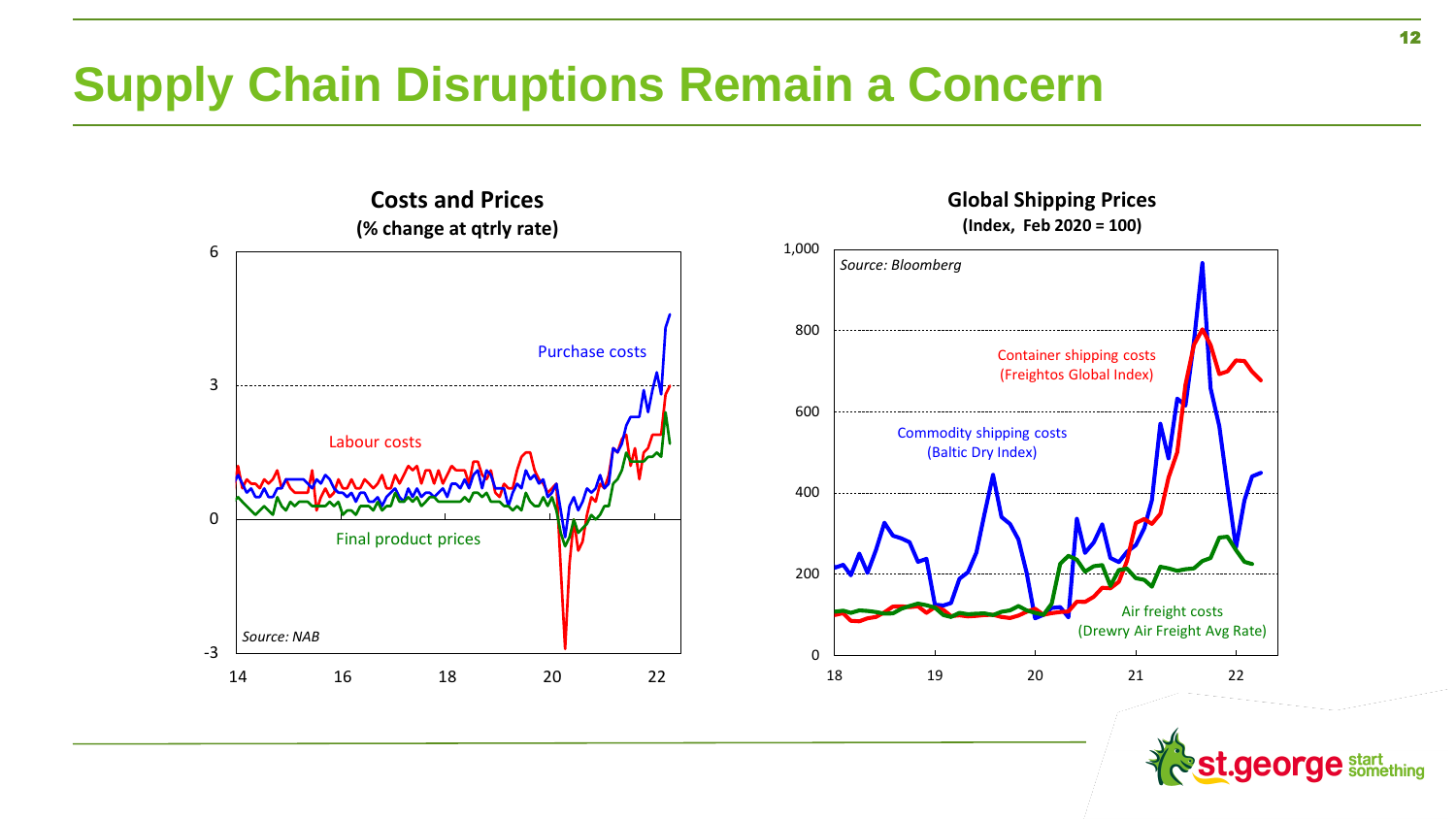# Supply Chain Disruptions Remain a Concern

**Costs and Prices**
**(% change at qtrly rate)**

Purchase costs

Labour costs

Final product prices

*Source: NAB*

**Global Shipping Prices**
**(Index, Feb 2020 = 100)**

*Source: Bloomberg*

Container shipping costs (Freightos Global Index)

Commodity shipping costs (Baltic Dry Index)

Air freight costs (Drewry Air Freight Avg Rate)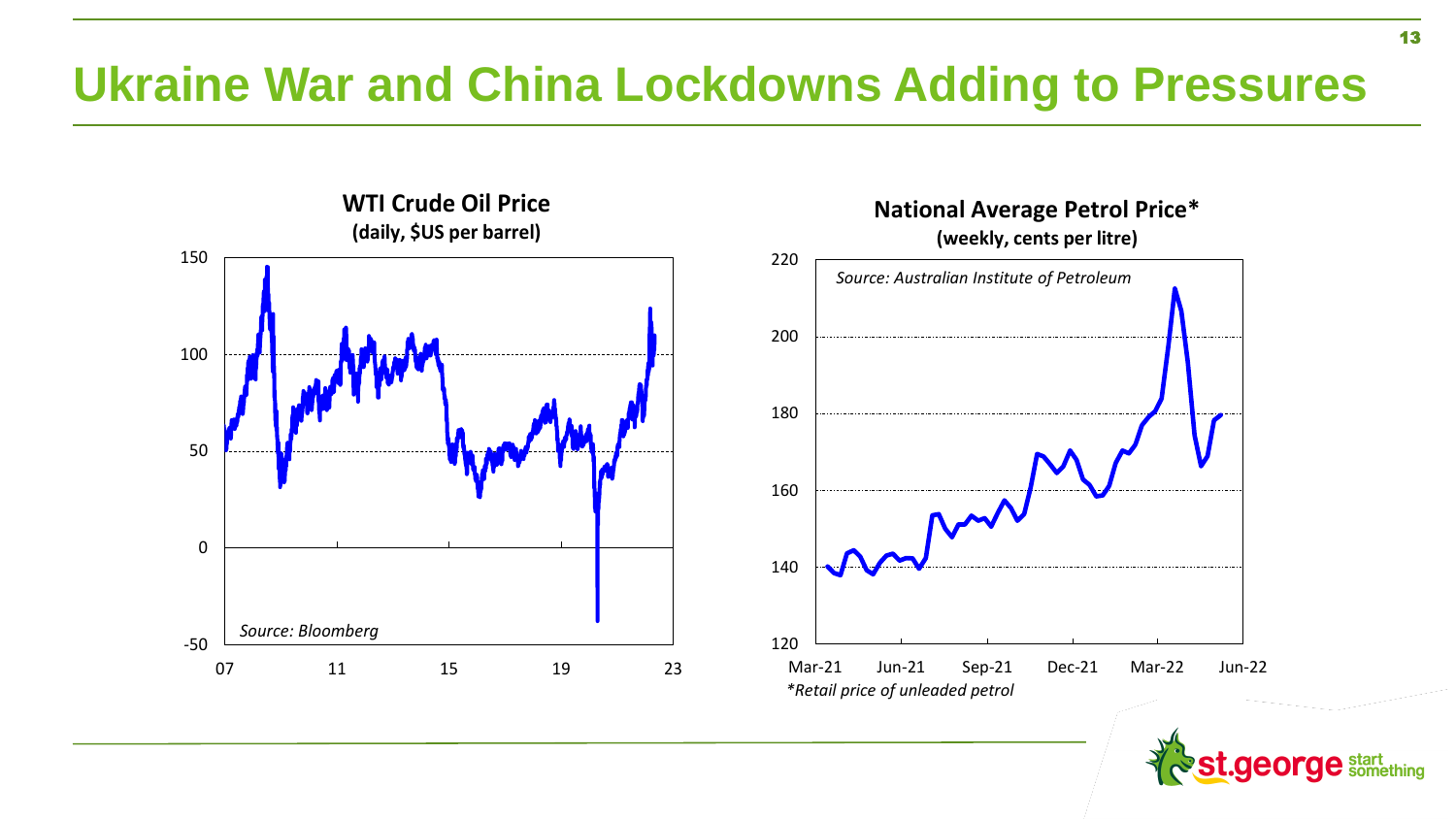# Ukraine War and China Lockdowns Adding to Pressures

**WTI Crude Oil Price**
**(daily, $US per barrel)**

*Source: Bloomberg*

**National Average Petrol Price***
**(weekly, cents per litre)**

*Source: Australian Institute of Petroleum*

*Retail price of unleaded petrol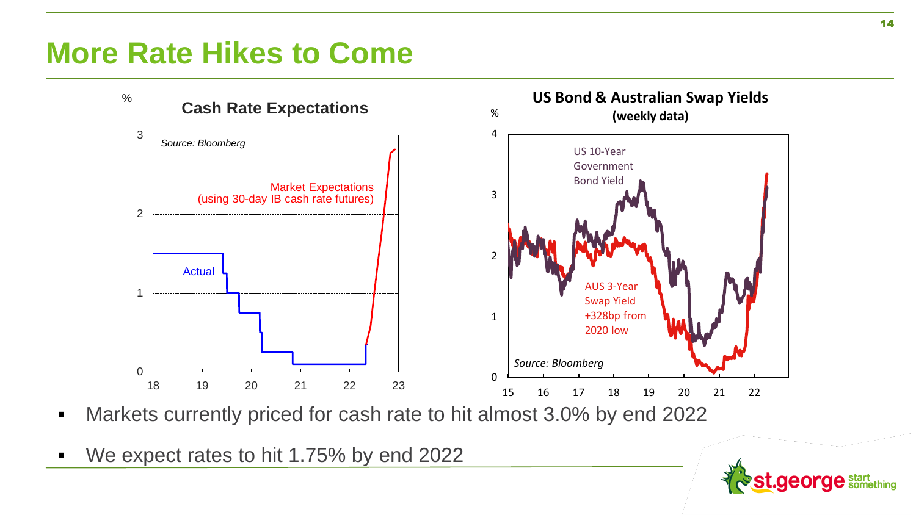# More Rate Hikes to Come

**Cash Rate Expectations**

%

Source: Bloomberg

Market Expectations
(using 30-day IB cash rate futures)

Actual

**US Bond & Australian Swap Yields**
**(weekly data)**

%

US 10-Year Government Bond Yield

AUS 3-Year Swap Yield +328bp from 2020 low

Source: Bloomberg

- Markets currently priced for cash rate to hit almost 3.0% by end 2022
- We expect rates to hit 1.75% by end 2022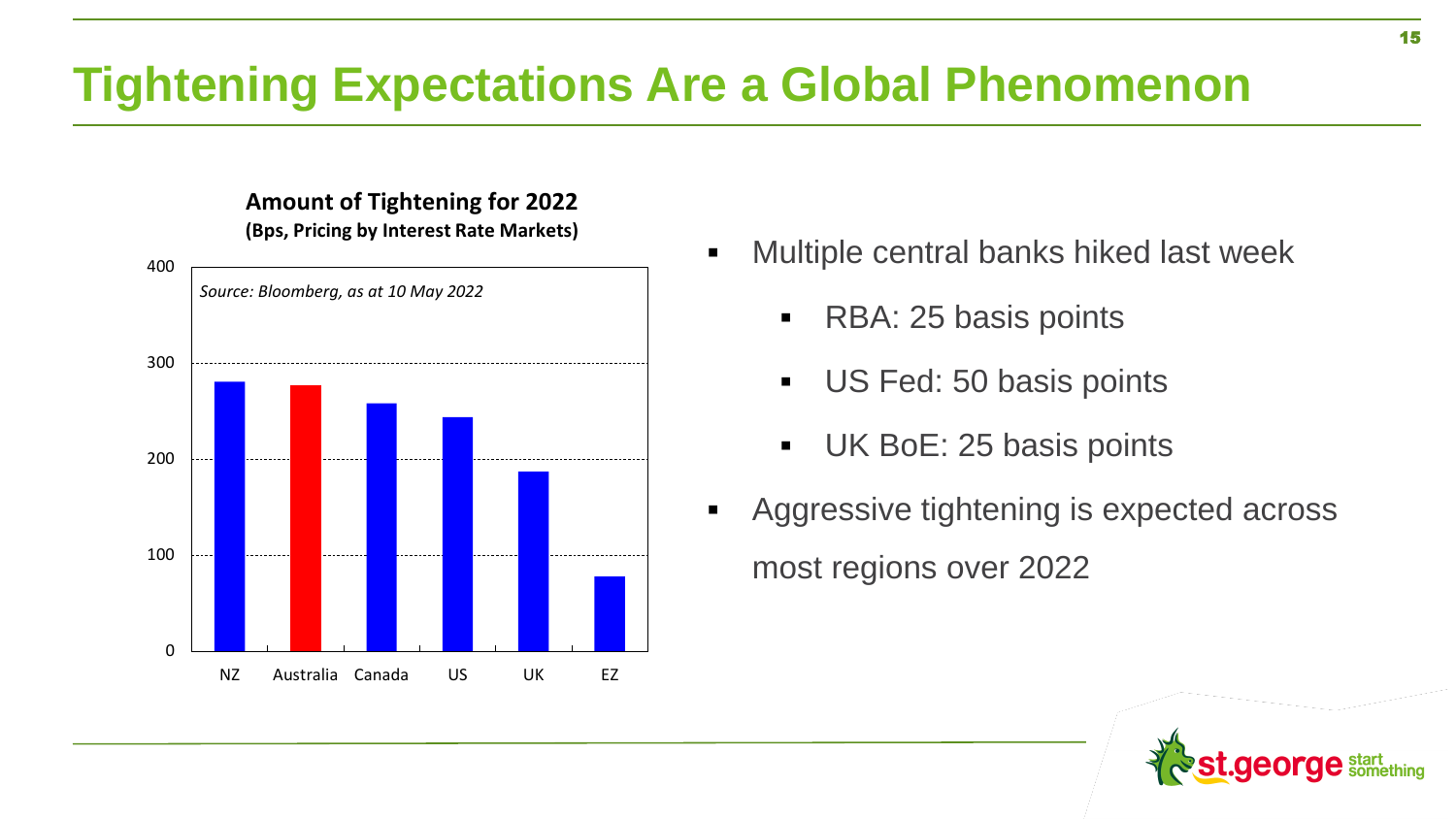# Tightening Expectations Are a Global Phenomenon

**Amount of Tightening for 2022**
**(Bps, Pricing by Interest Rate Markets)**

*Source: Bloomberg, as at 10 May 2022*

| | NZ | Australia | Canada | US | UK | EZ |
|---|---|---|---|---|---|---|
| Bps (approx.) | 280 | 277 | 258 | 244 | 187 | 78 |

- Multiple central banks hiked last week
  - RBA: 25 basis points
  - US Fed: 50 basis points
  - UK BoE: 25 basis points
- Aggressive tightening is expected across most regions over 2022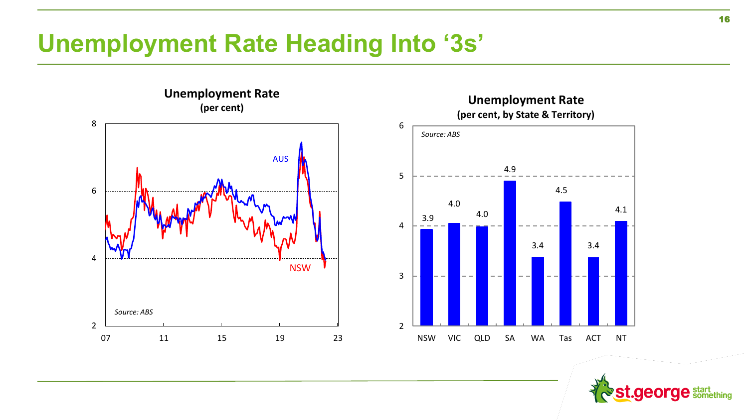# Unemployment Rate Heading Into '3s'

**Unemployment Rate**
**(per cent)**

Source: ABS

**Unemployment Rate**
**(per cent, by State & Territory)**

Source: ABS

| NSW | VIC | QLD | SA | WA | Tas | ACT | NT |
|---|---|---|---|---|---|---|---|
| 3.9 | 4.0 | 4.0 | 4.9 | 3.4 | 4.5 | 3.4 | 4.1 |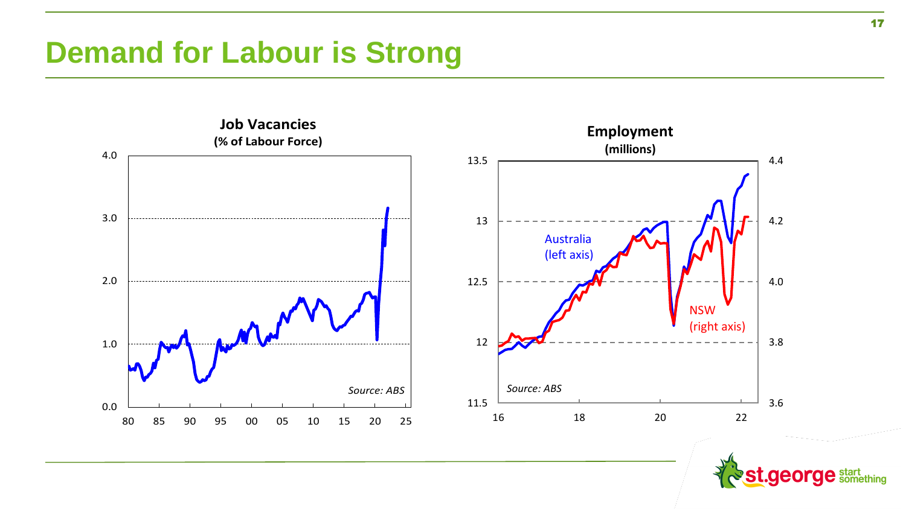# Demand for Labour is Strong

**Job Vacancies**
**(% of Labour Force)**

*Source: ABS*

**Employment**
**(millions)**

Australia (left axis)

NSW (right axis)

*Source: ABS*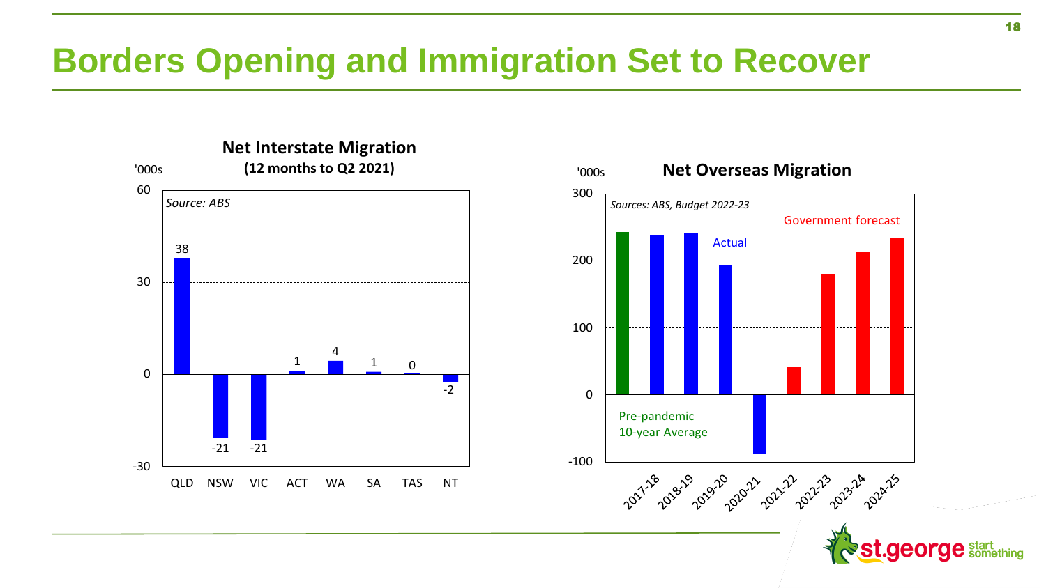# Borders Opening and Immigration Set to Recover

**Net Interstate Migration**
**(12 months to Q2 2021)**

'000s

*Source: ABS*

| State | Net Interstate Migration ('000s) |
|---|---|
| QLD | 38 |
| NSW | -21 |
| VIC | -21 |
| ACT | 1 |
| WA | 4 |
| SA | 1 |
| TAS | 0 |
| NT | -2 |

**Net Overseas Migration**

'000s

*Sources: ABS, Budget 2022-23*

Pre-pandemic 10-year Average

Actual

Government forecast

| Year | Net Overseas Migration ('000s) |
|---|---|
| Pre-pandemic 10-year Average | ~242 |
| 2017-18 (Actual) | ~237 |
| 2018-19 (Actual) | ~240 |
| 2019-20 (Actual) | ~192 |
| 2020-21 (Actual) | ~-89 |
| 2021-22 (Government forecast) | ~41 |
| 2022-23 (Government forecast) | ~180 |
| 2023-24 (Government forecast) | ~213 |
| 2024-25 (Government forecast) | ~235 |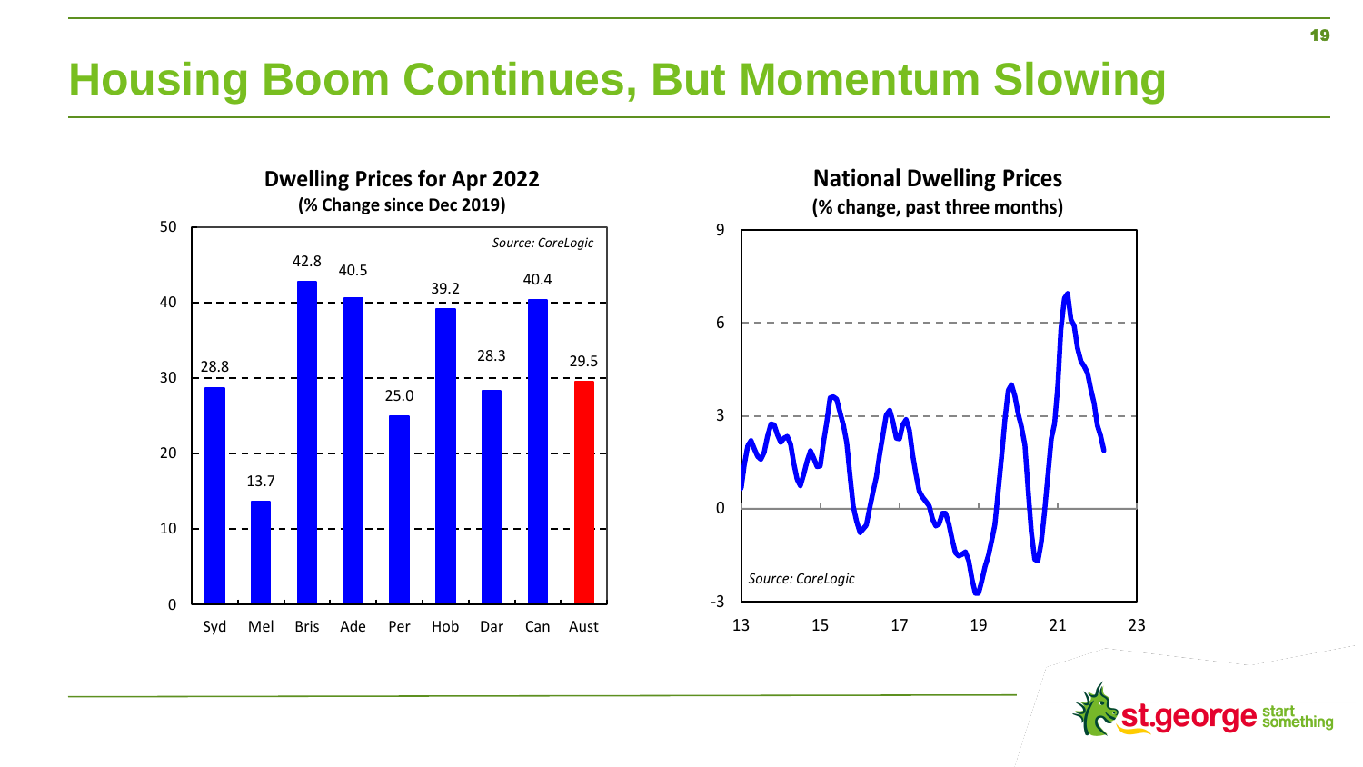# Housing Boom Continues, But Momentum Slowing

**Dwelling Prices for Apr 2022**
**(% Change since Dec 2019)**

*Source: CoreLogic*

| Syd | Mel | Bris | Ade | Per | Hob | Dar | Can | Aust |
|---|---|---|---|---|---|---|---|---|
| 28.8 | 13.7 | 42.8 | 40.5 | 25.0 | 39.2 | 28.3 | 40.4 | 29.5 |

**National Dwelling Prices**
**(% change, past three months)**

*Source: CoreLogic*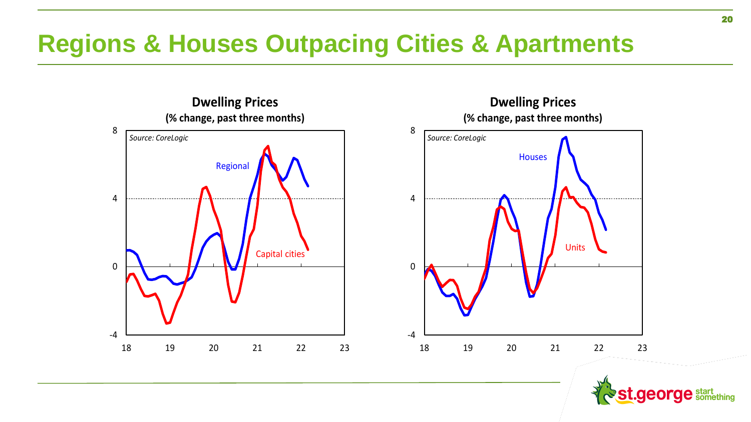# Regions & Houses Outpacing Cities & Apartments

**Dwelling Prices**
**(% change, past three months)**

*Source: CoreLogic*

Regional

Capital cities

**Dwelling Prices**
**(% change, past three months)**

*Source: CoreLogic*

Houses

Units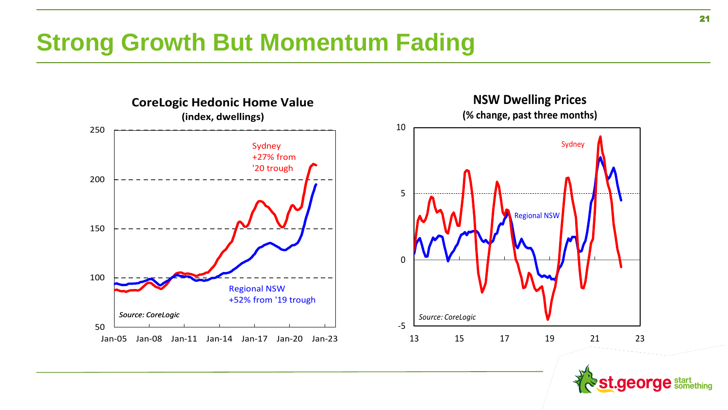# Strong Growth But Momentum Fading

**CoreLogic Hedonic Home Value**
**(index, dwellings)**

Sydney +27% from '20 trough

Regional NSW +52% from '19 trough

*Source: CoreLogic*

**NSW Dwelling Prices**
**(% change, past three months)**

Sydney

Regional NSW

*Source: CoreLogic*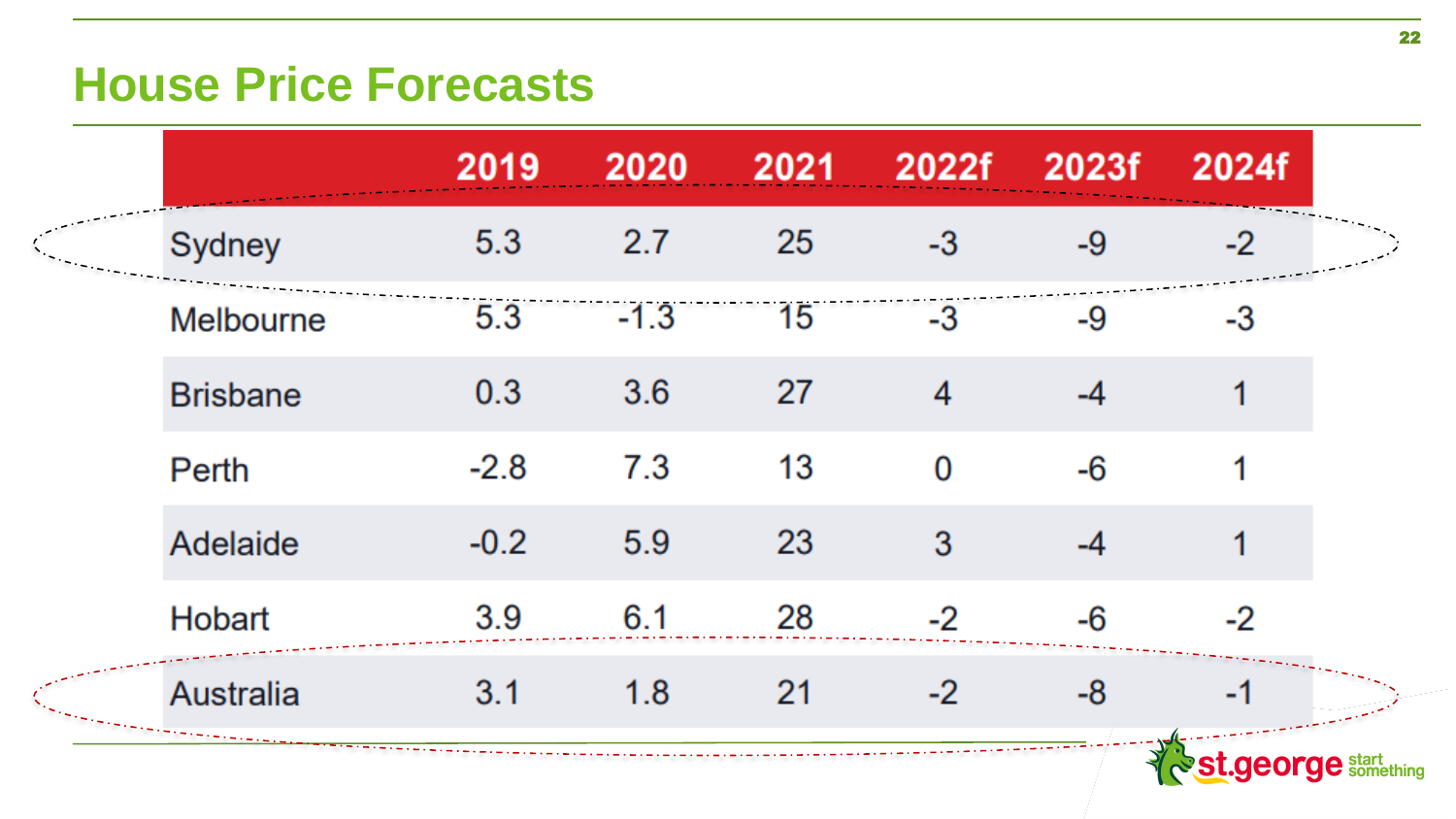# House Price Forecasts

| | 2019 | 2020 | 2021 | 2022f | 2023f | 2024f |
|---|---|---|---|---|---|---|
| Sydney | 5.3 | 2.7 | 25 | -3 | -9 | -2 |
| Melbourne | 5.3 | -1.3 | 15 | -3 | -9 | -3 |
| Brisbane | 0.3 | 3.6 | 27 | 4 | -4 | 1 |
| Perth | -2.8 | 7.3 | 13 | 0 | -6 | 1 |
| Adelaide | -0.2 | 5.9 | 23 | 3 | -4 | 1 |
| Hobart | 3.9 | 6.1 | 28 | -2 | -6 | -2 |
| Australia | 3.1 | 1.8 | 21 | -2 | -8 | -1 |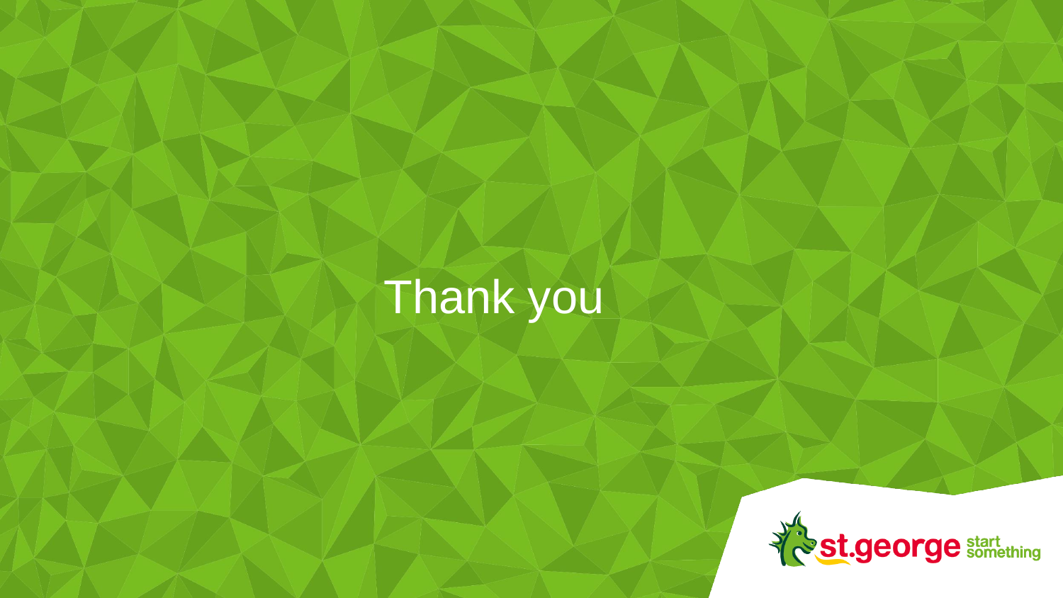# Thank you

st.george start something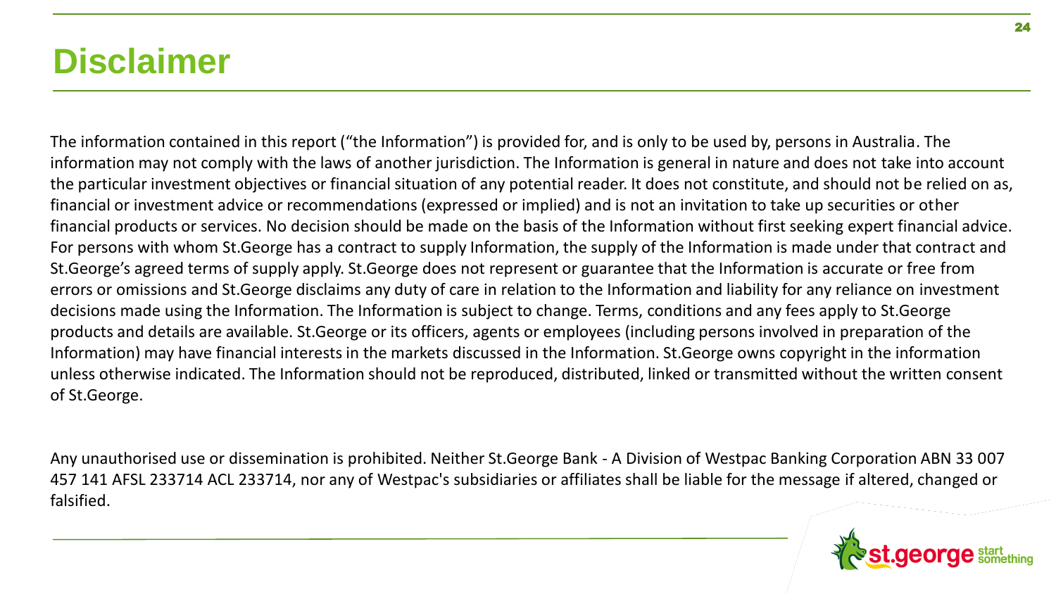# Disclaimer

The information contained in this report ("the Information") is provided for, and is only to be used by, persons in Australia. The information may not comply with the laws of another jurisdiction. The Information is general in nature and does not take into account the particular investment objectives or financial situation of any potential reader. It does not constitute, and should not be relied on as, financial or investment advice or recommendations (expressed or implied) and is not an invitation to take up securities or other financial products or services. No decision should be made on the basis of the Information without first seeking expert financial advice. For persons with whom St.George has a contract to supply Information, the supply of the Information is made under that contract and St.George's agreed terms of supply apply. St.George does not represent or guarantee that the Information is accurate or free from errors or omissions and St.George disclaims any duty of care in relation to the Information and liability for any reliance on investment decisions made using the Information. The Information is subject to change. Terms, conditions and any fees apply to St.George products and details are available. St.George or its officers, agents or employees (including persons involved in preparation of the Information) may have financial interests in the markets discussed in the Information. St.George owns copyright in the information unless otherwise indicated. The Information should not be reproduced, distributed, linked or transmitted without the written consent of St.George.

Any unauthorised use or dissemination is prohibited. Neither St.George Bank - A Division of Westpac Banking Corporation ABN 33 007 457 141 AFSL 233714 ACL 233714, nor any of Westpac's subsidiaries or affiliates shall be liable for the message if altered, changed or falsified.

st.george start something